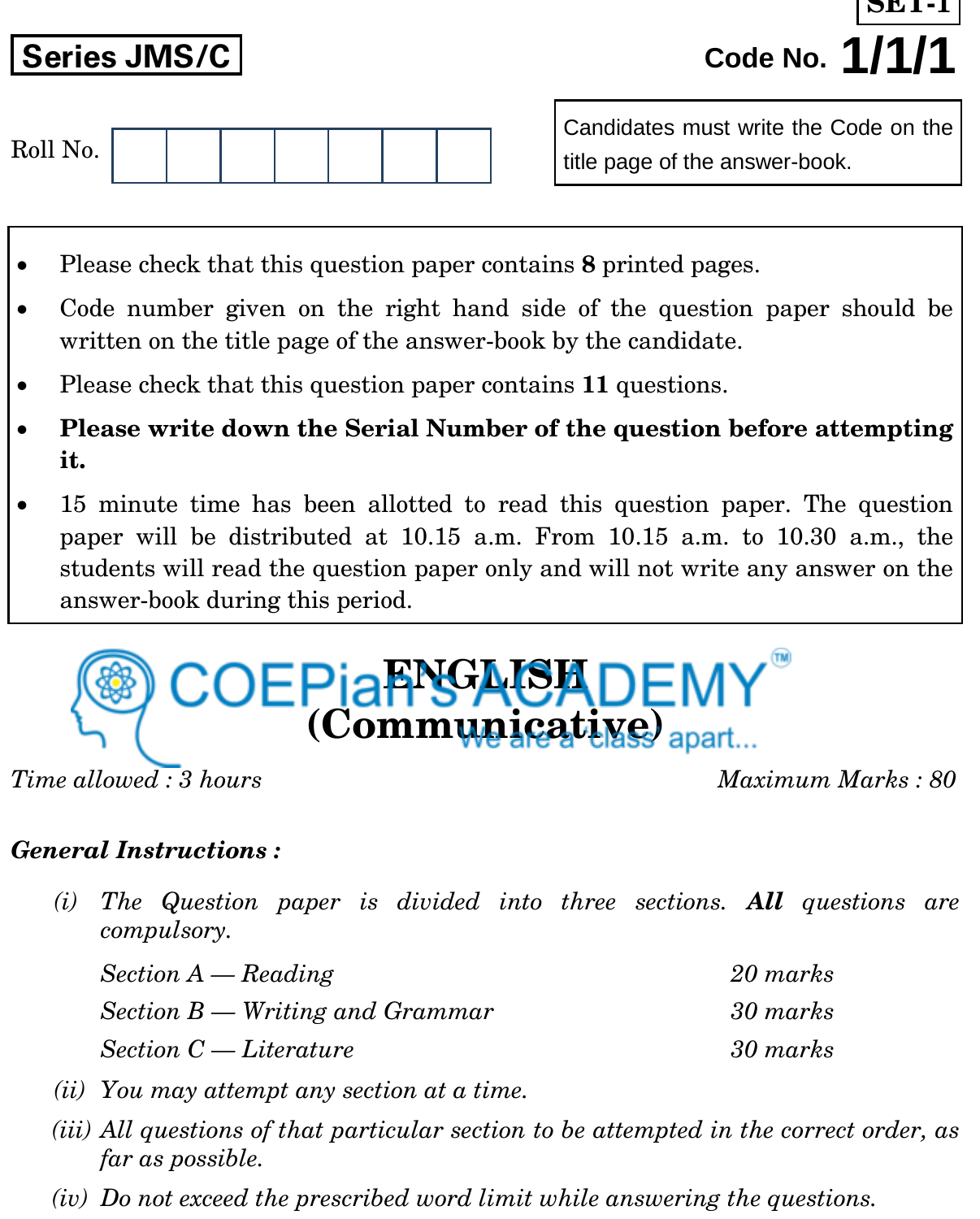SET-1

**Series JMS/C** **Code No. 1/1/1**

Roll No. | | | | | | | |

Candidates must write the Code on the title page of the answer-book.

- Please check that this question paper contains **8** printed pages.
- Code number given on the right hand side of the question paper should be written on the title page of the answer-book by the candidate.
- Please check that this question paper contains **11** questions.
- **Please write down the Serial Number of the question before attempting it.**
- 15 minute time has been allotted to read this question paper. The question paper will be distributed at 10.15 a.m. From 10.15 a.m. to 10.30 a.m., the students will read the question paper only and will not write any answer on the answer-book during this period.

# ENGLISH
## (Communicative)

*Time allowed : 3 hours* *Maximum Marks : 80*

***General Instructions :***

*(i) The Question paper is divided into three sections.* ***All*** *questions are compulsory.*

| | |
|---|---|
| *Section A — Reading* | *20 marks* |
| *Section B — Writing and Grammar* | *30 marks* |
| *Section C — Literature* | *30 marks* |

*(ii) You may attempt any section at a time.*

*(iii) All questions of that particular section to be attempted in the correct order, as far as possible.*

*(iv) Do not exceed the prescribed word limit while answering the questions.*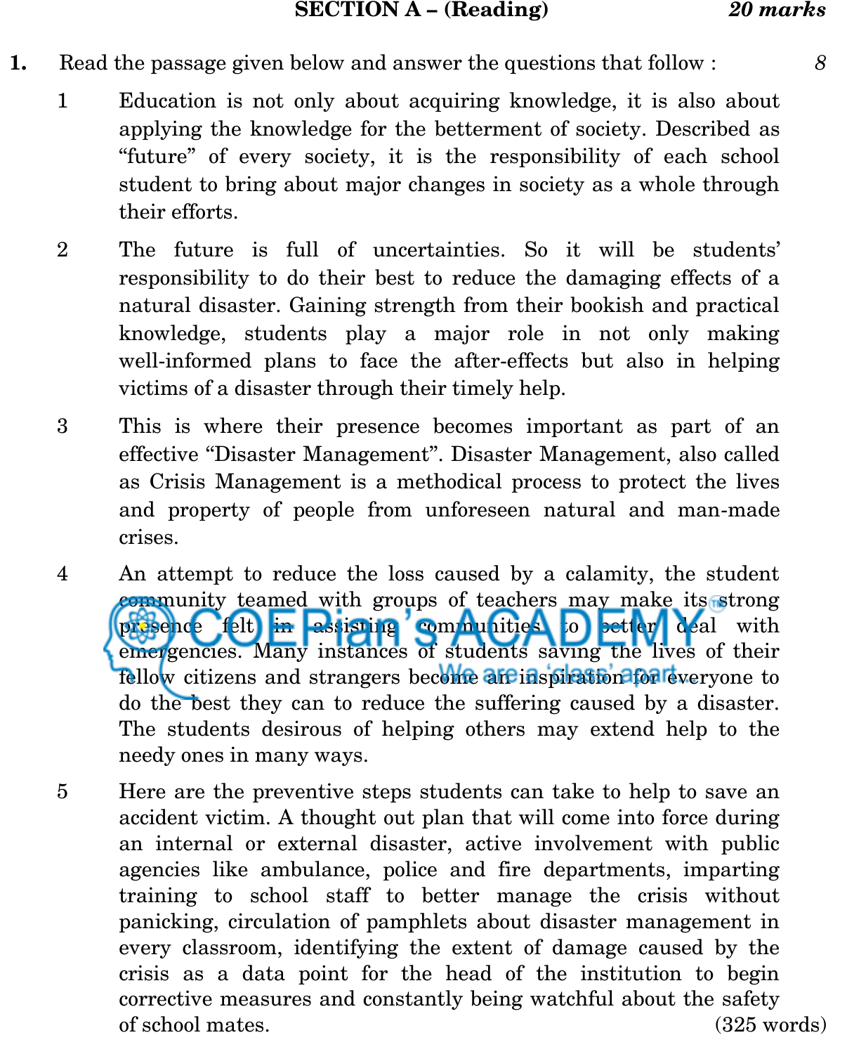**SECTION A – (Reading)** *20 marks*

**1.** Read the passage given below and answer the questions that follow : 8

1 Education is not only about acquiring knowledge, it is also about applying the knowledge for the betterment of society. Described as "future" of every society, it is the responsibility of each school student to bring about major changes in society as a whole through their efforts.

2 The future is full of uncertainties. So it will be students' responsibility to do their best to reduce the damaging effects of a natural disaster. Gaining strength from their bookish and practical knowledge, students play a major role in not only making well-informed plans to face the after-effects but also in helping victims of a disaster through their timely help.

3 This is where their presence becomes important as part of an effective "Disaster Management". Disaster Management, also called as Crisis Management is a methodical process to protect the lives and property of people from unforeseen natural and man-made crises.

4 An attempt to reduce the loss caused by a calamity, the student community teamed with groups of teachers may make its strong presence felt in assisting communities to better deal with emergencies. Many instances of students saving the lives of their fellow citizens and strangers become an inspiration for everyone to do the best they can to reduce the suffering caused by a disaster. The students desirous of helping others may extend help to the needy ones in many ways.

5 Here are the preventive steps students can take to help to save an accident victim. A thought out plan that will come into force during an internal or external disaster, active involvement with public agencies like ambulance, police and fire departments, imparting training to school staff to better manage the crisis without panicking, circulation of pamphlets about disaster management in every classroom, identifying the extent of damage caused by the crisis as a data point for the head of the institution to begin corrective measures and constantly being watchful about the safety of school mates.

(325 words)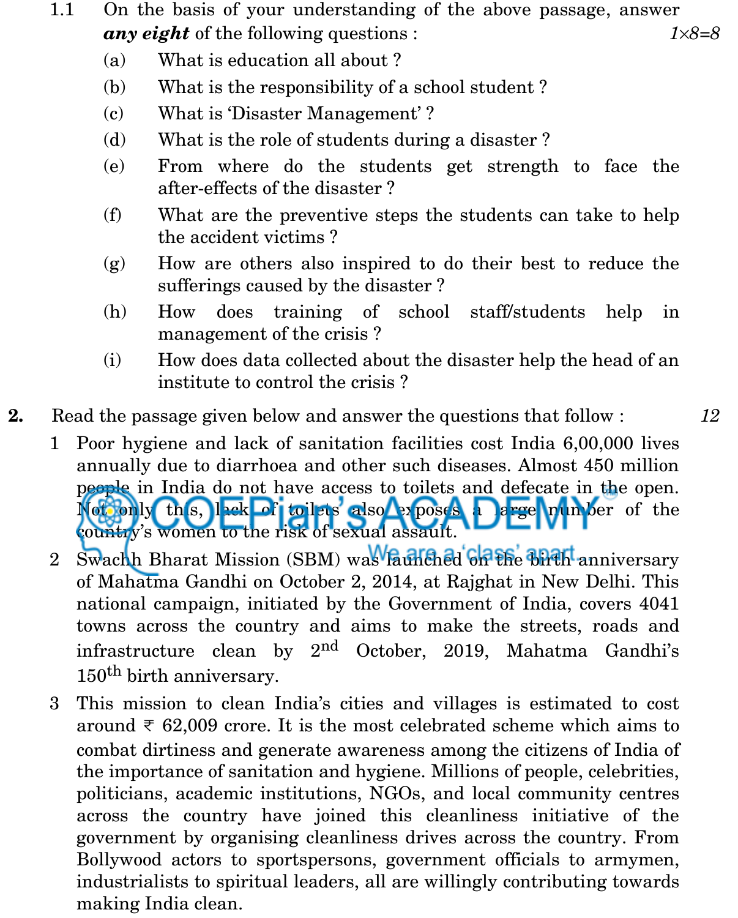1.1 On the basis of your understanding of the above passage, answer ***any eight*** of the following questions : *1×8=8*

(a) What is education all about ?

(b) What is the responsibility of a school student ?

(c) What is 'Disaster Management' ?

(d) What is the role of students during a disaster ?

(e) From where do the students get strength to face the after-effects of the disaster ?

(f) What are the preventive steps the students can take to help the accident victims ?

(g) How are others also inspired to do their best to reduce the sufferings caused by the disaster ?

(h) How does training of school staff/students help in management of the crisis ?

(i) How does data collected about the disaster help the head of an institute to control the crisis ?

**2.** Read the passage given below and answer the questions that follow : *12*

1 Poor hygiene and lack of sanitation facilities cost India 6,00,000 lives annually due to diarrhoea and other such diseases. Almost 450 million people in India do not have access to toilets and defecate in the open. Not only this, lack of toilets also exposes a large number of the country's women to the risk of sexual assault.

2 Swachh Bharat Mission (SBM) was launched on the birth anniversary of Mahatma Gandhi on October 2, 2014, at Rajghat in New Delhi. This national campaign, initiated by the Government of India, covers 4041 towns across the country and aims to make the streets, roads and infrastructure clean by 2nd October, 2019, Mahatma Gandhi's 150th birth anniversary.

3 This mission to clean India's cities and villages is estimated to cost around ₹ 62,009 crore. It is the most celebrated scheme which aims to combat dirtiness and generate awareness among the citizens of India of the importance of sanitation and hygiene. Millions of people, celebrities, politicians, academic institutions, NGOs, and local community centres across the country have joined this cleanliness initiative of the government by organising cleanliness drives across the country. From Bollywood actors to sportspersons, government officials to armymen, industrialists to spiritual leaders, all are willingly contributing towards making India clean.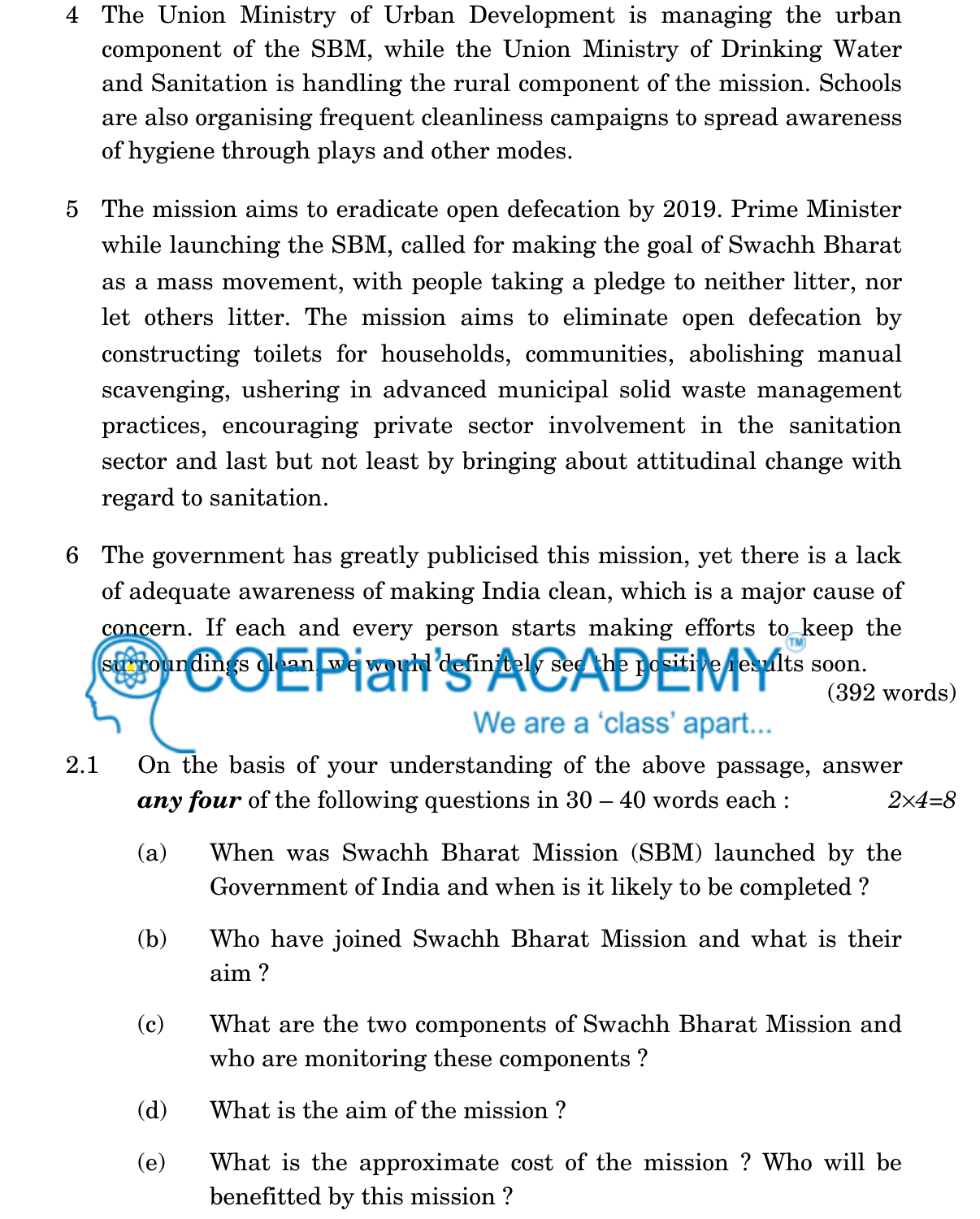4 The Union Ministry of Urban Development is managing the urban component of the SBM, while the Union Ministry of Drinking Water and Sanitation is handling the rural component of the mission. Schools are also organising frequent cleanliness campaigns to spread awareness of hygiene through plays and other modes.

5 The mission aims to eradicate open defecation by 2019. Prime Minister while launching the SBM, called for making the goal of Swachh Bharat as a mass movement, with people taking a pledge to neither litter, nor let others litter. The mission aims to eliminate open defecation by constructing toilets for households, communities, abolishing manual scavenging, ushering in advanced municipal solid waste management practices, encouraging private sector involvement in the sanitation sector and last but not least by bringing about attitudinal change with regard to sanitation.

6 The government has greatly publicised this mission, yet there is a lack of adequate awareness of making India clean, which is a major cause of concern. If each and every person starts making efforts to keep the surroundings clean, we would definitely see the positive results soon.

(392 words)

2.1 On the basis of your understanding of the above passage, answer ***any four*** of the following questions in 30 – 40 words each : *2×4=8*

(a) When was Swachh Bharat Mission (SBM) launched by the Government of India and when is it likely to be completed ?

(b) Who have joined Swachh Bharat Mission and what is their aim ?

(c) What are the two components of Swachh Bharat Mission and who are monitoring these components ?

(d) What is the aim of the mission ?

(e) What is the approximate cost of the mission ? Who will be benefitted by this mission ?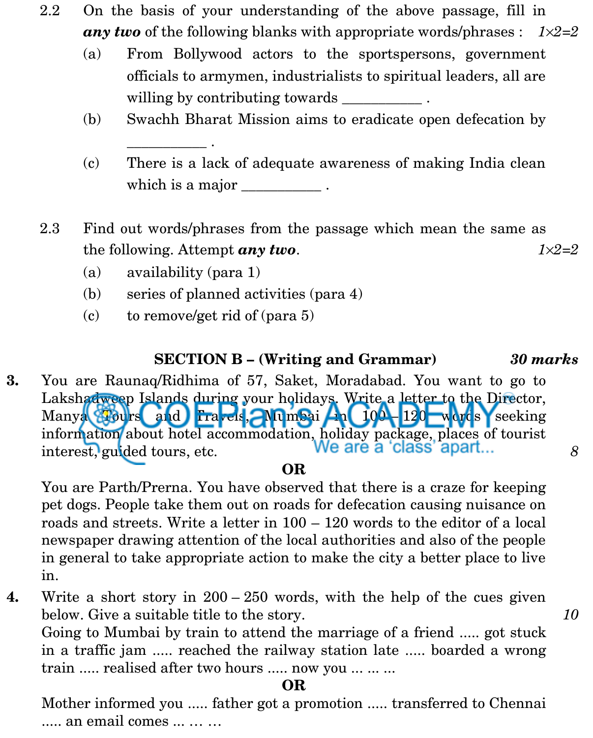2.2 On the basis of your understanding of the above passage, fill in ***any two*** of the following blanks with appropriate words/phrases : *1×2=2*

(a) From Bollywood actors to the sportspersons, government officials to armymen, industrialists to spiritual leaders, all are willing by contributing towards __________ .

(b) Swachh Bharat Mission aims to eradicate open defecation by __________ .

(c) There is a lack of adequate awareness of making India clean which is a major __________ .

2.3 Find out words/phrases from the passage which mean the same as the following. Attempt ***any two***. *1×2=2*

(a) availability (para 1)

(b) series of planned activities (para 4)

(c) to remove/get rid of (para 5)

## SECTION B – (Writing and Grammar) *30 marks*

**3.** You are Raunaq/Ridhima of 57, Saket, Moradabad. You want to go to Lakshadweep Islands during your holidays. Write a letter to the Director, Manya Tours and Travels, Mumbai in 100 – 120 words seeking information about hotel accommodation, holiday package, places of tourist interest, guided tours, etc. *8*

**OR**

You are Parth/Prerna. You have observed that there is a craze for keeping pet dogs. People take them out on roads for defecation causing nuisance on roads and streets. Write a letter in 100 – 120 words to the editor of a local newspaper drawing attention of the local authorities and also of the people in general to take appropriate action to make the city a better place to live in.

**4.** Write a short story in 200 – 250 words, with the help of the cues given below. Give a suitable title to the story. *10*

Going to Mumbai by train to attend the marriage of a friend ..... got stuck in a traffic jam ..... reached the railway station late ..... boarded a wrong train ..... realised after two hours ..... now you ... ... ...

**OR**

Mother informed you ..... father got a promotion ..... transferred to Chennai ..... an email comes ... … …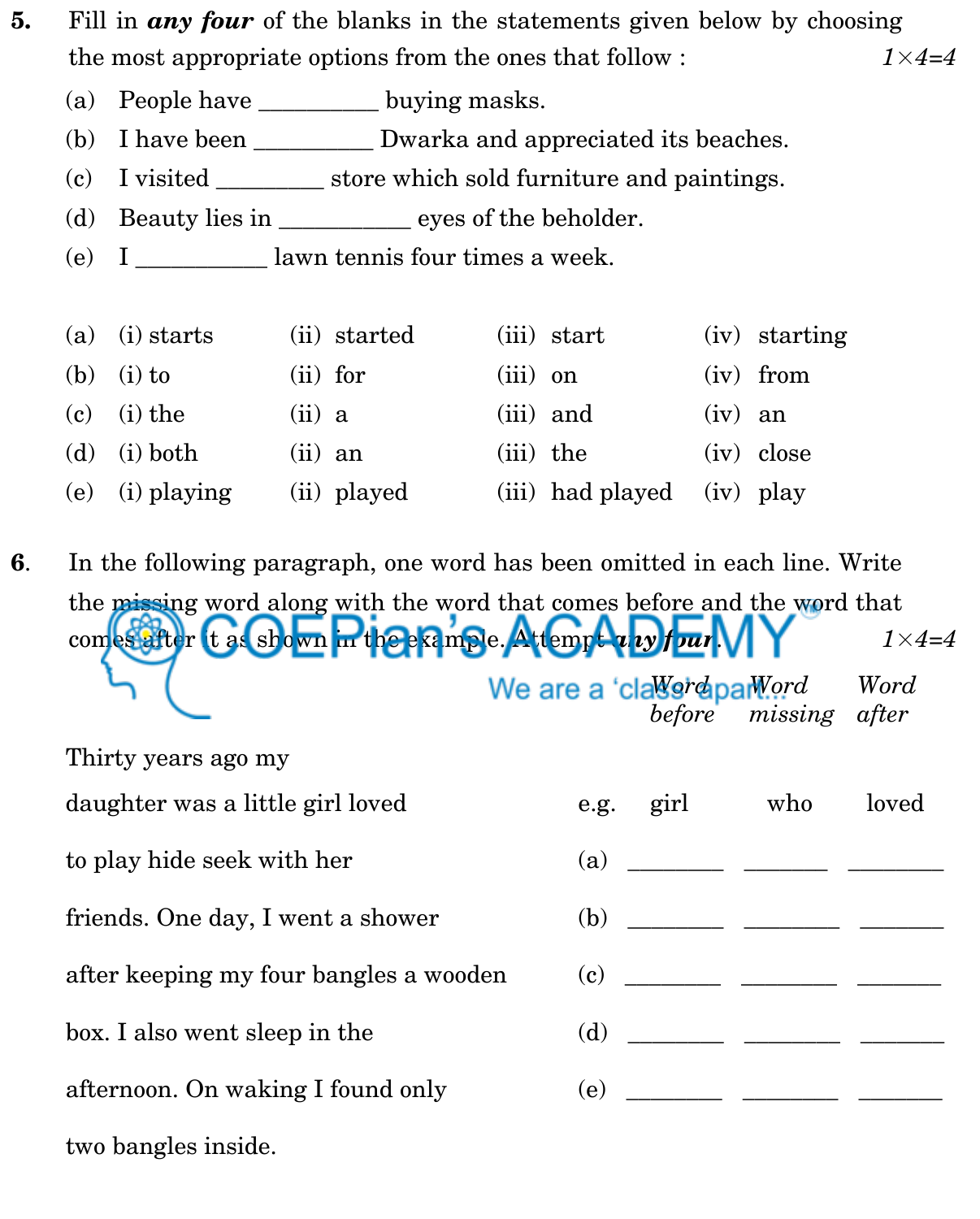5. Fill in ***any four*** of the blanks in the statements given below by choosing the most appropriate options from the ones that follow : *1×4=4*

(a) People have __________ buying masks.

(b) I have been __________ Dwarka and appreciated its beaches.

(c) I visited _________ store which sold furniture and paintings.

(d) Beauty lies in ___________ eyes of the beholder.

(e) I ___________ lawn tennis four times a week.

| | | | | |
|---|---|---|---|---|
| (a) | (i) starts | (ii) started | (iii) start | (iv) starting |
| (b) | (i) to | (ii) for | (iii) on | (iv) from |
| (c) | (i) the | (ii) a | (iii) and | (iv) an |
| (d) | (i) both | (ii) an | (iii) the | (iv) close |
| (e) | (i) playing | (ii) played | (iii) had played | (iv) play |

6. In the following paragraph, one word has been omitted in each line. Write the missing word along with the word that comes before and the word that comes after it as shown in the example. Attempt ***any four***. *1×4=4*

| | | *Word before* | *Word missing* | *Word after* |
|---|---|---|---|---|
| Thirty years ago my | | | | |
| daughter was a little girl loved | e.g. | girl | who | loved |
| to play hide seek with her | (a) | ________ | ________ | ________ |
| friends. One day, I went a shower | (b) | ________ | ________ | ________ |
| after keeping my four bangles a wooden | (c) | ________ | ________ | ________ |
| box. I also went sleep in the | (d) | ________ | ________ | ________ |
| afternoon. On waking I found only | (e) | ________ | ________ | ________ |
| two bangles inside. | | | | |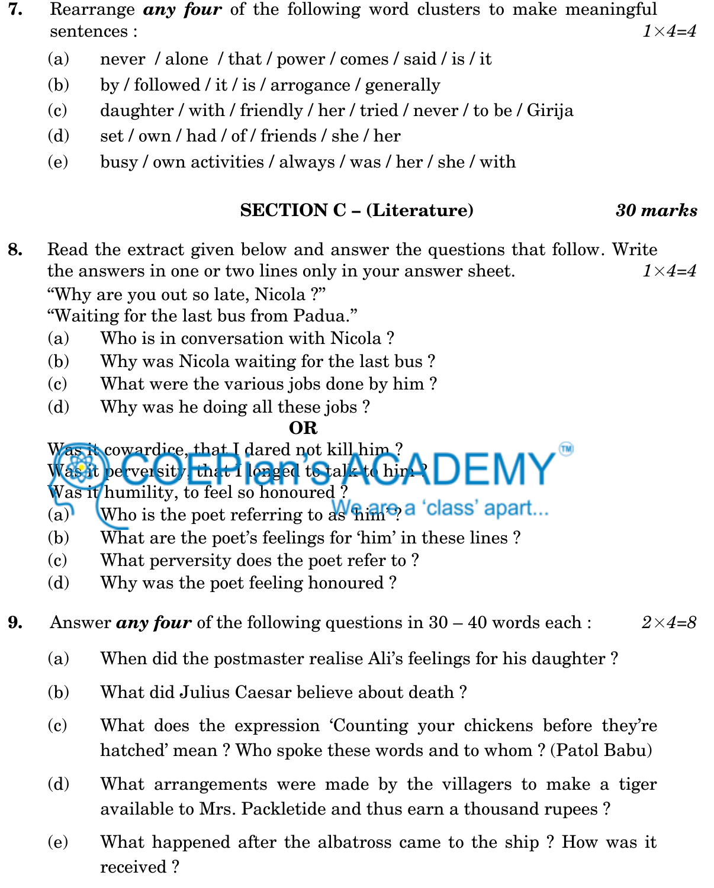7. Rearrange ***any four*** of the following word clusters to make meaningful sentences : 1×4=4

(a) never / alone / that / power / comes / said / is / it

(b) by / followed / it / is / arrogance / generally

(c) daughter / with / friendly / her / tried / never / to be / Girija

(d) set / own / had / of / friends / she / her

(e) busy / own activities / always / was / her / she / with

## SECTION C – (Literature) *30 marks*

8. Read the extract given below and answer the questions that follow. Write the answers in one or two lines only in your answer sheet. 1×4=4

"Why are you out so late, Nicola ?"
"Waiting for the last bus from Padua."

(a) Who is in conversation with Nicola ?

(b) Why was Nicola waiting for the last bus ?

(c) What were the various jobs done by him ?

(d) Why was he doing all these jobs ?

**OR**

Was it cowardice, that I dared not kill him ?
Was it perversity, that I longed to talk to him ?
Was it humility, to feel so honoured ?

(a) Who is the poet referring to as 'him' ?

(b) What are the poet's feelings for 'him' in these lines ?

(c) What perversity does the poet refer to ?

(d) Why was the poet feeling honoured ?

9. Answer ***any four*** of the following questions in 30 – 40 words each : 2×4=8

(a) When did the postmaster realise Ali's feelings for his daughter ?

(b) What did Julius Caesar believe about death ?

(c) What does the expression 'Counting your chickens before they're hatched' mean ? Who spoke these words and to whom ? (Patol Babu)

(d) What arrangements were made by the villagers to make a tiger available to Mrs. Packletide and thus earn a thousand rupees ?

(e) What happened after the albatross came to the ship ? How was it received ?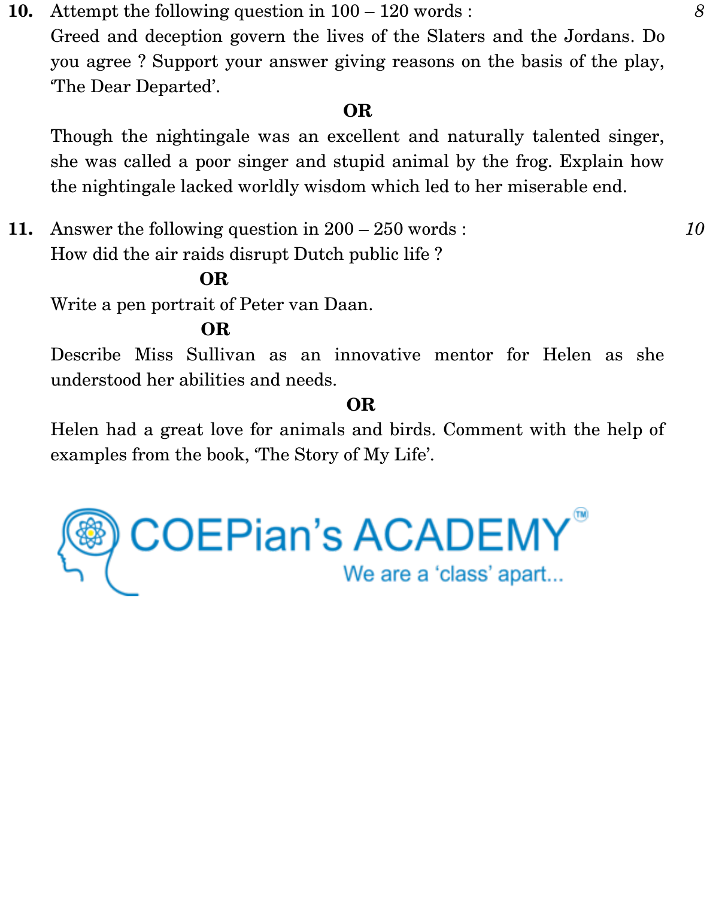**10.** Attempt the following question in 100 – 120 words : *8*

Greed and deception govern the lives of the Slaters and the Jordans. Do you agree ? Support your answer giving reasons on the basis of the play, 'The Dear Departed'.

**OR**

Though the nightingale was an excellent and naturally talented singer, she was called a poor singer and stupid animal by the frog. Explain how the nightingale lacked worldly wisdom which led to her miserable end.

**11.** Answer the following question in 200 – 250 words : *10*

How did the air raids disrupt Dutch public life ?

**OR**

Write a pen portrait of Peter van Daan.

**OR**

Describe Miss Sullivan as an innovative mentor for Helen as she understood her abilities and needs.

**OR**

Helen had a great love for animals and birds. Comment with the help of examples from the book, 'The Story of My Life'.

COEPian's ACADEMY™
We are a 'class' apart...